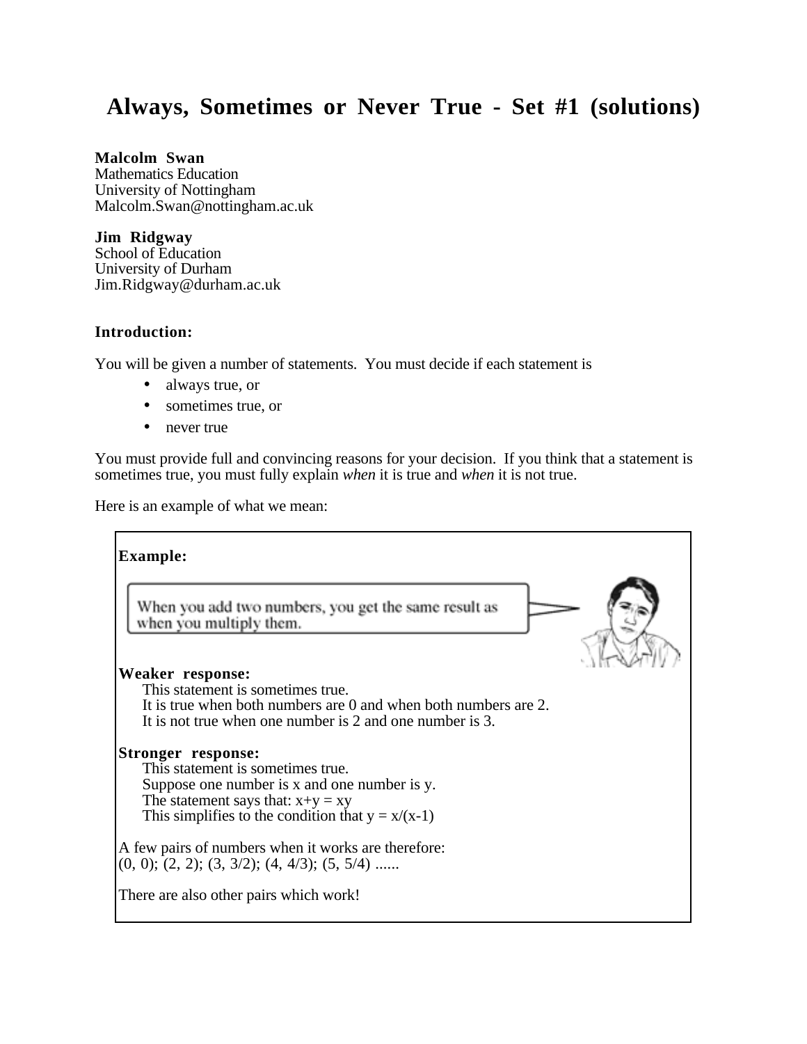# Always, Sometimes or Never True - Set #1 (solutions)

**Malcolm Swan**
Mathematics Education
University of Nottingham
Malcolm.Swan@nottingham.ac.uk

**Jim Ridgway**
School of Education
University of Durham
Jim.Ridgway@durham.ac.uk

### Introduction:

You will be given a number of statements. You must decide if each statement is

- always true, or
- sometimes true, or
- never true

You must provide full and convincing reasons for your decision. If you think that a statement is sometimes true, you must fully explain *when* it is true and *when* it is not true.

Here is an example of what we mean:

**Example:**

When you add two numbers, you get the same result as when you multiply them.

**Weaker response:**

This statement is sometimes true.
It is true when both numbers are 0 and when both numbers are 2.
It is not true when one number is 2 and one number is 3.

**Stronger response:**

This statement is sometimes true.
Suppose one number is x and one number is y.
The statement says that: $x+y = xy$
This simplifies to the condition that $y = x/(x-1)$

A few pairs of numbers when it works are therefore:
(0, 0); (2, 2); (3, 3/2); (4, 4/3); (5, 5/4) ......

There are also other pairs which work!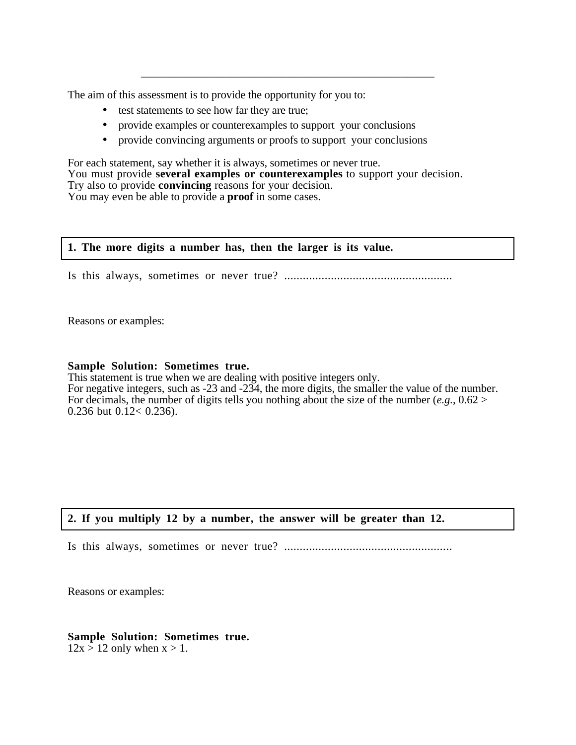---

The aim of this assessment is to provide the opportunity for you to:

- test statements to see how far they are true;
- provide examples or counterexamples to support your conclusions
- provide convincing arguments or proofs to support your conclusions

For each statement, say whether it is always, sometimes or never true.
You must provide **several examples or counterexamples** to support your decision.
Try also to provide **convincing** reasons for your decision.
You may even be able to provide a **proof** in some cases.

**1. The more digits a number has, then the larger is its value.**

Is this always, sometimes or never true? ......................................................

Reasons or examples:

**Sample Solution: Sometimes true.**
This statement is true when we are dealing with positive integers only.
For negative integers, such as -23 and -234, the more digits, the smaller the value of the number.
For decimals, the number of digits tells you nothing about the size of the number (*e.g.*, 0.62 > 0.236 but 0.12< 0.236).

**2. If you multiply 12 by a number, the answer will be greater than 12.**

Is this always, sometimes or never true? ......................................................

Reasons or examples:

**Sample Solution: Sometimes true.**
$12x > 12$ only when $x > 1$.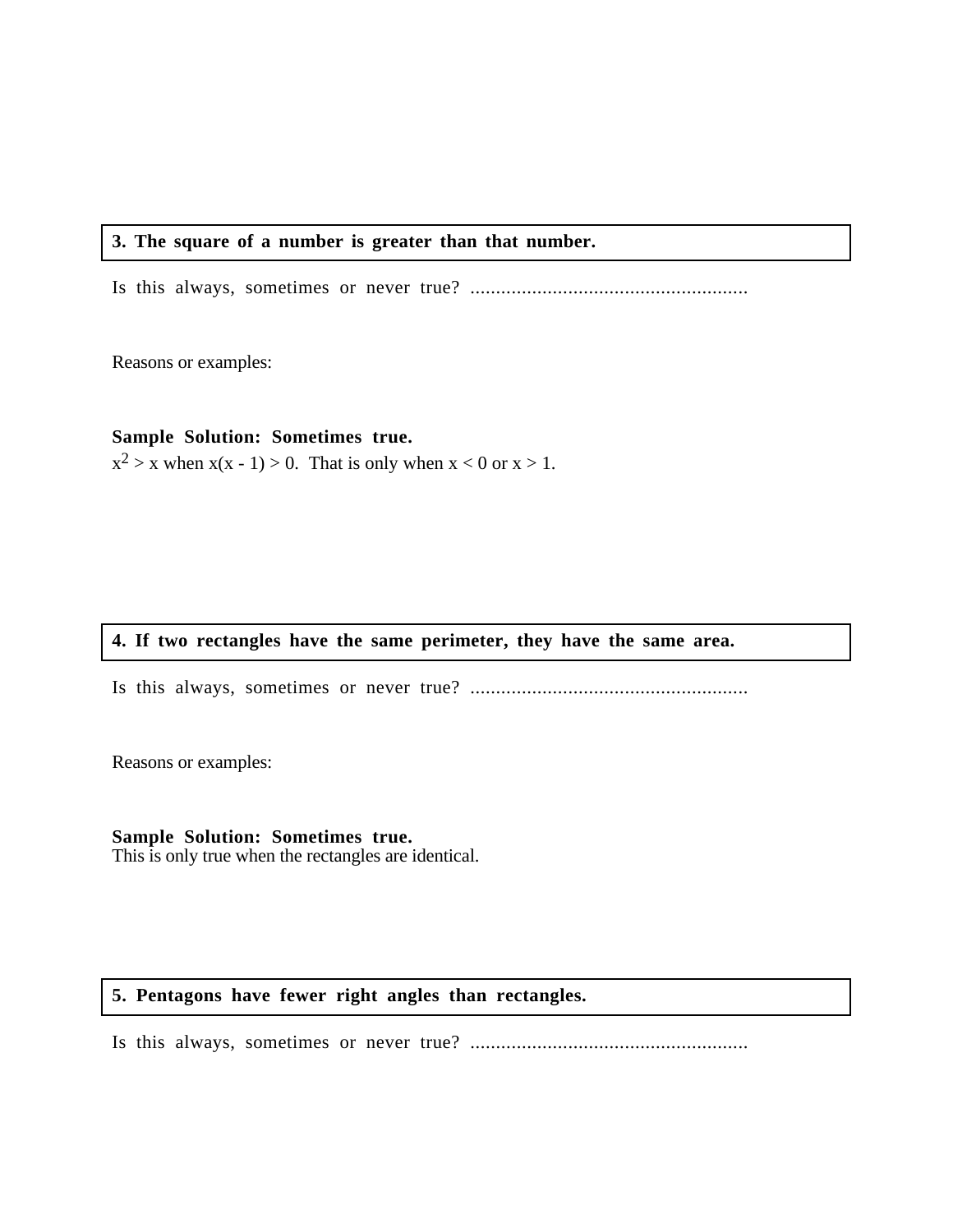**3. The square of a number is greater than that number.**

Is this always, sometimes or never true? ......................................................

Reasons or examples:

**Sample Solution: Sometimes true.**
$x^2 > x$ when $x(x - 1) > 0$. That is only when $x < 0$ or $x > 1$.

**4. If two rectangles have the same perimeter, they have the same area.**

Is this always, sometimes or never true? ......................................................

Reasons or examples:

**Sample Solution: Sometimes true.**
This is only true when the rectangles are identical.

**5. Pentagons have fewer right angles than rectangles.**

Is this always, sometimes or never true? ......................................................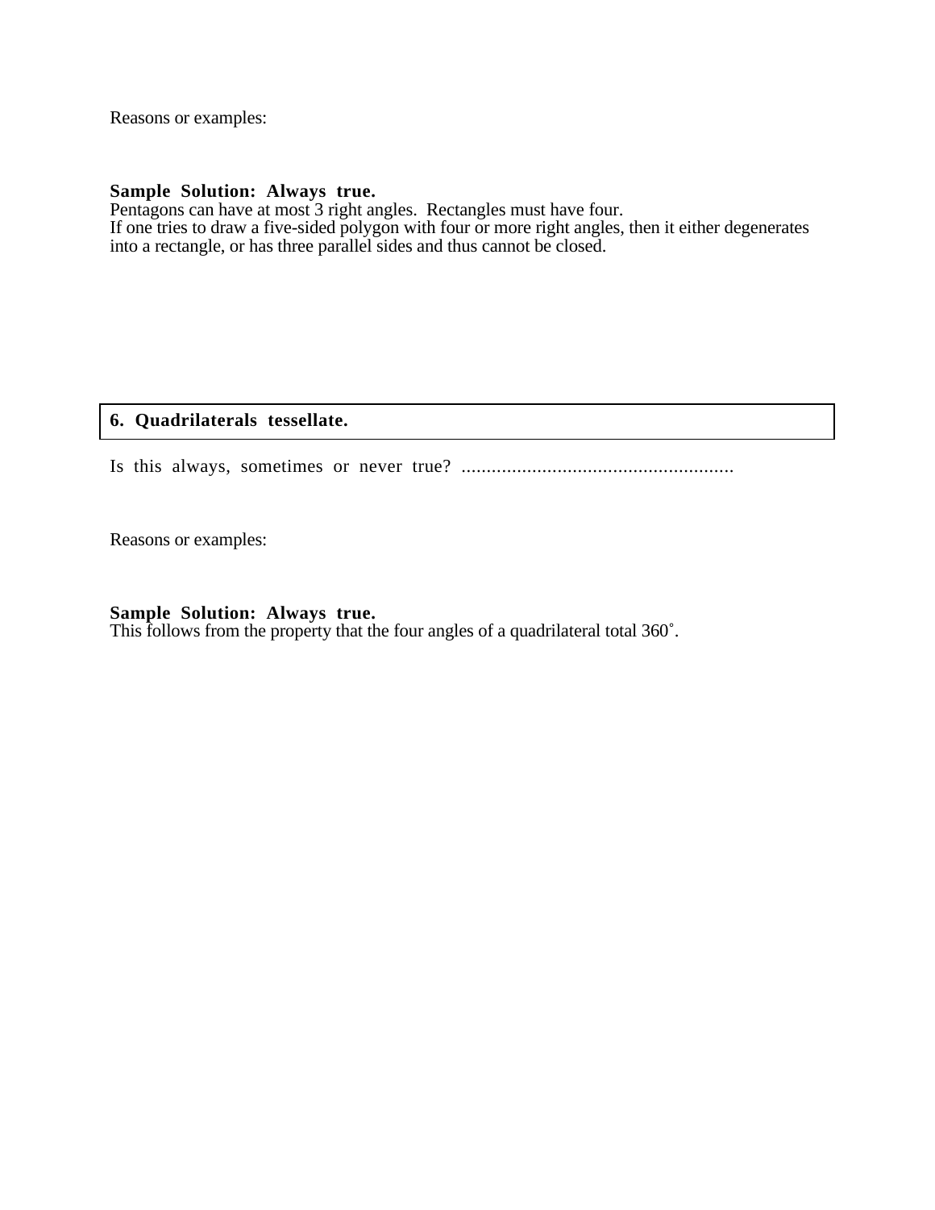Reasons or examples:

**Sample Solution: Always true.**
Pentagons can have at most 3 right angles. Rectangles must have four.
If one tries to draw a five-sided polygon with four or more right angles, then it either degenerates into a rectangle, or has three parallel sides and thus cannot be closed.

**6. Quadrilaterals tessellate.**

Is this always, sometimes or never true? ......................................................

Reasons or examples:

**Sample Solution: Always true.**
This follows from the property that the four angles of a quadrilateral total 360˚.